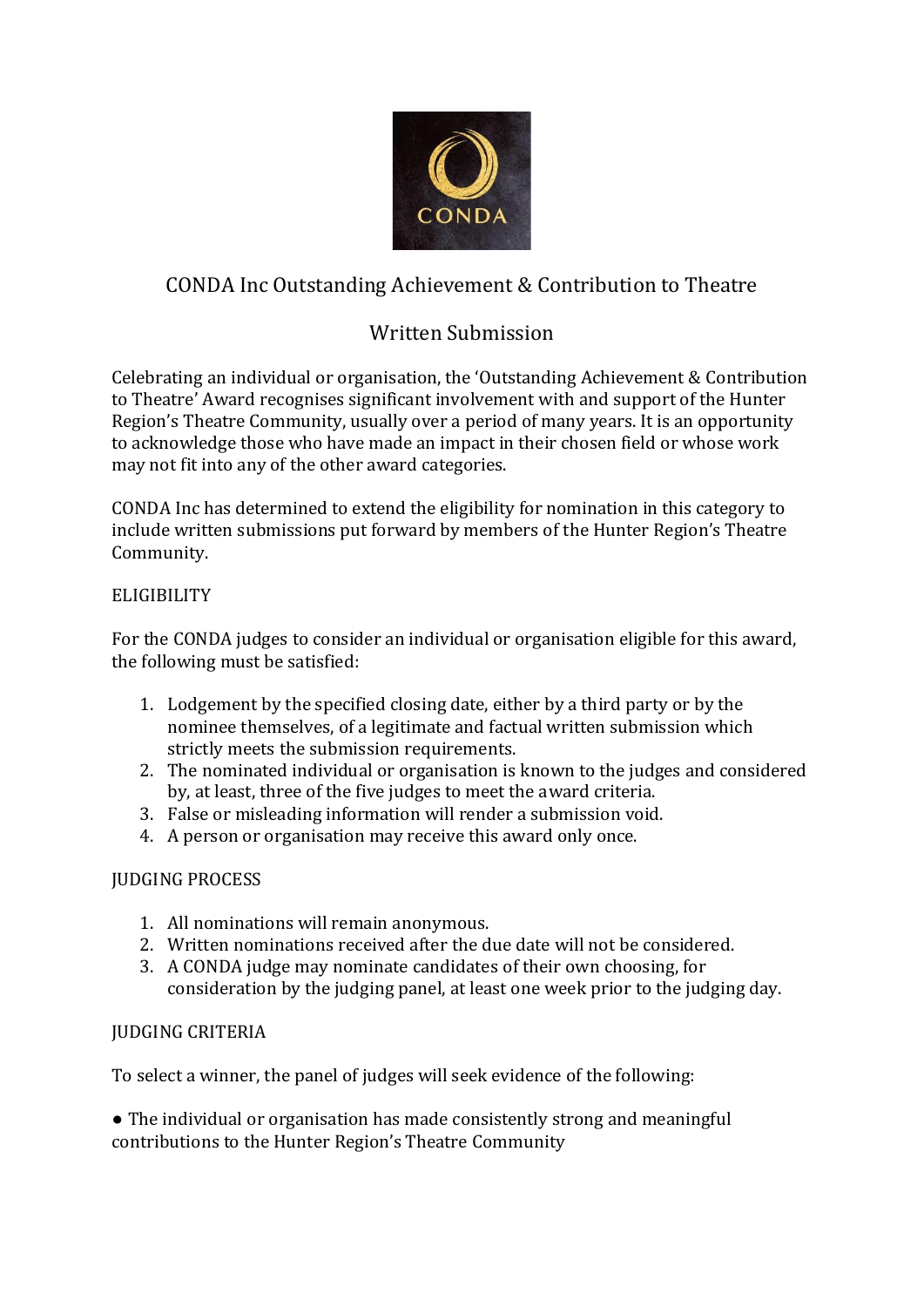# CONDA Inc Outstanding Achievement & Contribution to Theatre

## Written Submission

Celebrating an individual or organisation, the 'Outstanding Achievement & Contribution to Theatre' Award recognises significant involvement with and support of the Hunter Region's Theatre Community, usually over a period of many years. It is an opportunity to acknowledge those who have made an impact in their chosen field or whose work may not fit into any of the other award categories.

CONDA Inc has determined to extend the eligibility for nomination in this category to include written submissions put forward by members of the Hunter Region's Theatre Community.

### ELIGIBILITY

For the CONDA judges to consider an individual or organisation eligible for this award, the following must be satisfied:

1. Lodgement by the specified closing date, either by a third party or by the nominee themselves, of a legitimate and factual written submission which strictly meets the submission requirements.
2. The nominated individual or organisation is known to the judges and considered by, at least, three of the five judges to meet the award criteria.
3. False or misleading information will render a submission void.
4. A person or organisation may receive this award only once.

### JUDGING PROCESS

1. All nominations will remain anonymous.
2. Written nominations received after the due date will not be considered.
3. A CONDA judge may nominate candidates of their own choosing, for consideration by the judging panel, at least one week prior to the judging day.

### JUDGING CRITERIA

To select a winner, the panel of judges will seek evidence of the following:

- The individual or organisation has made consistently strong and meaningful contributions to the Hunter Region's Theatre Community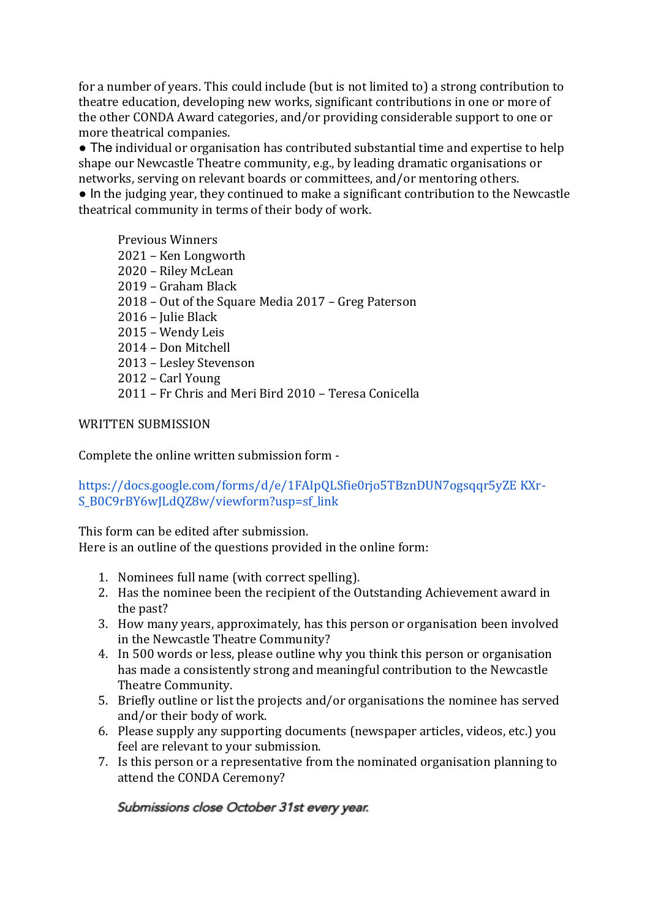for a number of years. This could include (but is not limited to) a strong contribution to theatre education, developing new works, significant contributions in one or more of the other CONDA Award categories, and/or providing considerable support to one or more theatrical companies.

- The individual or organisation has contributed substantial time and expertise to help shape our Newcastle Theatre community, e.g., by leading dramatic organisations or networks, serving on relevant boards or committees, and/or mentoring others.
- In the judging year, they continued to make a significant contribution to the Newcastle theatrical community in terms of their body of work.

Previous Winners
2021 – Ken Longworth
2020 – Riley McLean
2019 – Graham Black
2018 – Out of the Square Media 2017 – Greg Paterson
2016 – Julie Black
2015 – Wendy Leis
2014 – Don Mitchell
2013 – Lesley Stevenson
2012 – Carl Young
2011 – Fr Chris and Meri Bird 2010 – Teresa Conicella

WRITTEN SUBMISSION

Complete the online written submission form -

https://docs.google.com/forms/d/e/1FAIpQLSfie0rjo5TBznDUN7ogsqqr5yZE KXr-S_B0C9rBY6wJLdQZ8w/viewform?usp=sf_link

This form can be edited after submission.
Here is an outline of the questions provided in the online form:

1. Nominees full name (with correct spelling).
2. Has the nominee been the recipient of the Outstanding Achievement award in the past?
3. How many years, approximately, has this person or organisation been involved in the Newcastle Theatre Community?
4. In 500 words or less, please outline why you think this person or organisation has made a consistently strong and meaningful contribution to the Newcastle Theatre Community.
5. Briefly outline or list the projects and/or organisations the nominee has served and/or their body of work.
6. Please supply any supporting documents (newspaper articles, videos, etc.) you feel are relevant to your submission.
7. Is this person or a representative from the nominated organisation planning to attend the CONDA Ceremony?

*Submissions close October 31st every year.*